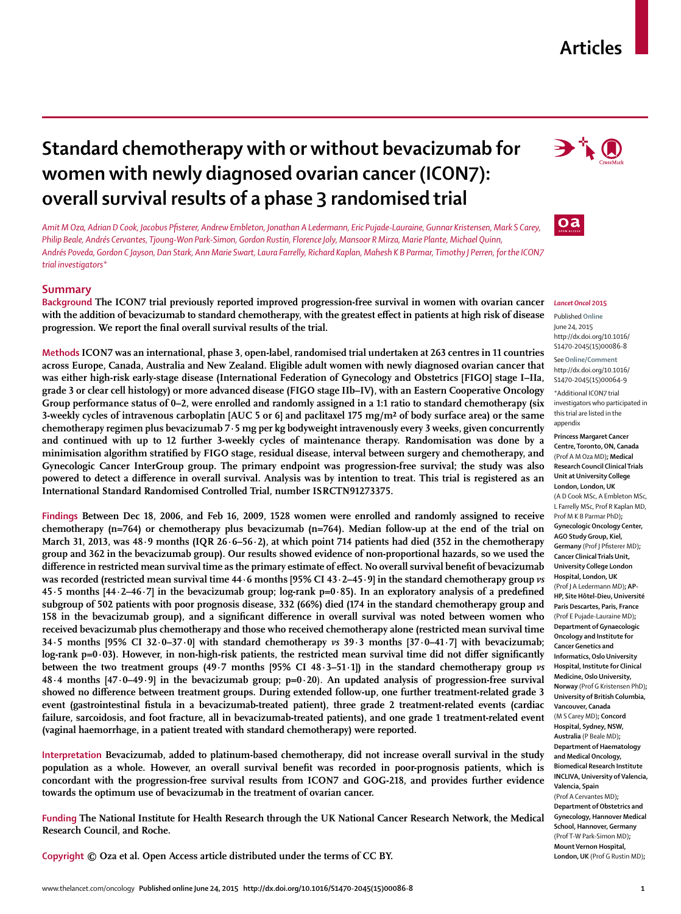# Standard chemotherapy with or without bevacizumab for women with newly diagnosed ovarian cancer (ICON7): overall survival results of a phase 3 randomised trial

*Amit M Oza, Adrian D Cook, Jacobus Pfisterer, Andrew Embleton, Jonathan A Ledermann, Eric Pujade-Lauraine, Gunnar Kristensen, Mark S Carey, Philip Beale, Andrés Cervantes, Tjoung-Won Park-Simon, Gordon Rustin, Florence Joly, Mansoor R Mirza, Marie Plante, Michael Quinn, Andrés Poveda, Gordon C Jayson, Dan Stark, Ann Marie Swart, Laura Farrelly, Richard Kaplan, Mahesh K B Parmar, Timothy J Perren, for the ICON7 trial investigators**

## Summary

**Background** The ICON7 trial previously reported improved progression-free survival in women with ovarian cancer with the addition of bevacizumab to standard chemotherapy, with the greatest effect in patients at high risk of disease progression. We report the final overall survival results of the trial.

**Methods** ICON7 was an international, phase 3, open-label, randomised trial undertaken at 263 centres in 11 countries across Europe, Canada, Australia and New Zealand. Eligible adult women with newly diagnosed ovarian cancer that was either high-risk early-stage disease (International Federation of Gynecology and Obstetrics [FIGO] stage I–IIa, grade 3 or clear cell histology) or more advanced disease (FIGO stage IIb–IV), with an Eastern Cooperative Oncology Group performance status of 0–2, were enrolled and randomly assigned in a 1:1 ratio to standard chemotherapy (six 3-weekly cycles of intravenous carboplatin [AUC 5 or 6] and paclitaxel 175 mg/m² of body surface area) or the same chemotherapy regimen plus bevacizumab 7·5 mg per kg bodyweight intravenously every 3 weeks, given concurrently and continued with up to 12 further 3-weekly cycles of maintenance therapy. Randomisation was done by a minimisation algorithm stratified by FIGO stage, residual disease, interval between surgery and chemotherapy, and Gynecologic Cancer InterGroup group. The primary endpoint was progression-free survival; the study was also powered to detect a difference in overall survival. Analysis was by intention to treat. This trial is registered as an International Standard Randomised Controlled Trial, number ISRCTN91273375.

**Findings** Between Dec 18, 2006, and Feb 16, 2009, 1528 women were enrolled and randomly assigned to receive chemotherapy (n=764) or chemotherapy plus bevacizumab (n=764). Median follow-up at the end of the trial on March 31, 2013, was 48·9 months (IQR 26·6–56·2), at which point 714 patients had died (352 in the chemotherapy group and 362 in the bevacizumab group). Our results showed evidence of non-proportional hazards, so we used the difference in restricted mean survival time as the primary estimate of effect. No overall survival benefit of bevacizumab was recorded (restricted mean survival time 44·6 months [95% CI 43·2–45·9] in the standard chemotherapy group *vs* 45·5 months [44·2–46·7] in the bevacizumab group; log-rank p=0·85). In an exploratory analysis of a predefined subgroup of 502 patients with poor prognosis disease, 332 (66%) died (174 in the standard chemotherapy group and 158 in the bevacizumab group), and a significant difference in overall survival was noted between women who received bevacizumab plus chemotherapy and those who received chemotherapy alone (restricted mean survival time 34·5 months [95% CI 32·0–37·0] with standard chemotherapy *vs* 39·3 months [37·0–41·7] with bevacizumab; log-rank p=0·03). However, in non-high-risk patients, the restricted mean survival time did not differ significantly between the two treatment groups (49·7 months [95% CI 48·3–51·1]) in the standard chemotherapy group *vs* 48·4 months [47·0–49·9] in the bevacizumab group; p=0·20). An updated analysis of progression-free survival showed no difference between treatment groups. During extended follow-up, one further treatment-related grade 3 event (gastrointestinal fistula in a bevacizumab-treated patient), three grade 2 treatment-related events (cardiac failure, sarcoidosis, and foot fracture, all in bevacizumab-treated patients), and one grade 1 treatment-related event (vaginal haemorrhage, in a patient treated with standard chemotherapy) were reported.

**Interpretation** Bevacizumab, added to platinum-based chemotherapy, did not increase overall survival in the study population as a whole. However, an overall survival benefit was recorded in poor-prognosis patients, which is concordant with the progression-free survival results from ICON7 and GOG-218, and provides further evidence towards the optimum use of bevacizumab in the treatment of ovarian cancer.

**Funding** The National Institute for Health Research through the UK National Cancer Research Network, the Medical Research Council, and Roche.

**Copyright** © Oza et al. Open Access article distributed under the terms of CC BY.

*Lancet Oncol* 2015

Published Online June 24, 2015 http://dx.doi.org/10.1016/S1470-2045(15)00086-8

See Online/Comment http://dx.doi.org/10.1016/S1470-2045(15)00064-9

*Additional ICON7 trial investigators who participated in this trial are listed in the appendix

**Princess Margaret Cancer Centre, Toronto, ON, Canada** (Prof A M Oza MD); **Medical Research Council Clinical Trials Unit at University College London, London, UK** (A D Cook MSc, A Embleton MSc, L Farrelly MSc, Prof R Kaplan MD, Prof M K B Parmar PhD); **Gynecologic Oncology Center, AGO Study Group, Kiel, Germany** (Prof J Pfisterer MD); **Cancer Clinical Trials Unit, University College London Hospital, London, UK** (Prof J A Ledermann MD); **AP-HP, Site Hôtel-Dieu, Université Paris Descartes, Paris, France** (Prof E Pujade-Lauraine MD); **Department of Gynaecologic Oncology and Institute for Cancer Genetics and Informatics, Oslo University Hospital, Institute for Clinical Medicine, Oslo University, Norway** (Prof G Kristensen PhD); **University of British Columbia, Vancouver, Canada** (M S Carey MD); **Concord Hospital, Sydney, NSW, Australia** (P Beale MD); **Department of Haematology and Medical Oncology, Biomedical Research Institute INCLIVA, University of Valencia, Valencia, Spain** (Prof A Cervantes MD); **Department of Obstetrics and Gynecology, Hannover Medical School, Hannover, Germany** (Prof T-W Park-Simon MD); **Mount Vernon Hospital, London, UK** (Prof G Rustin MD);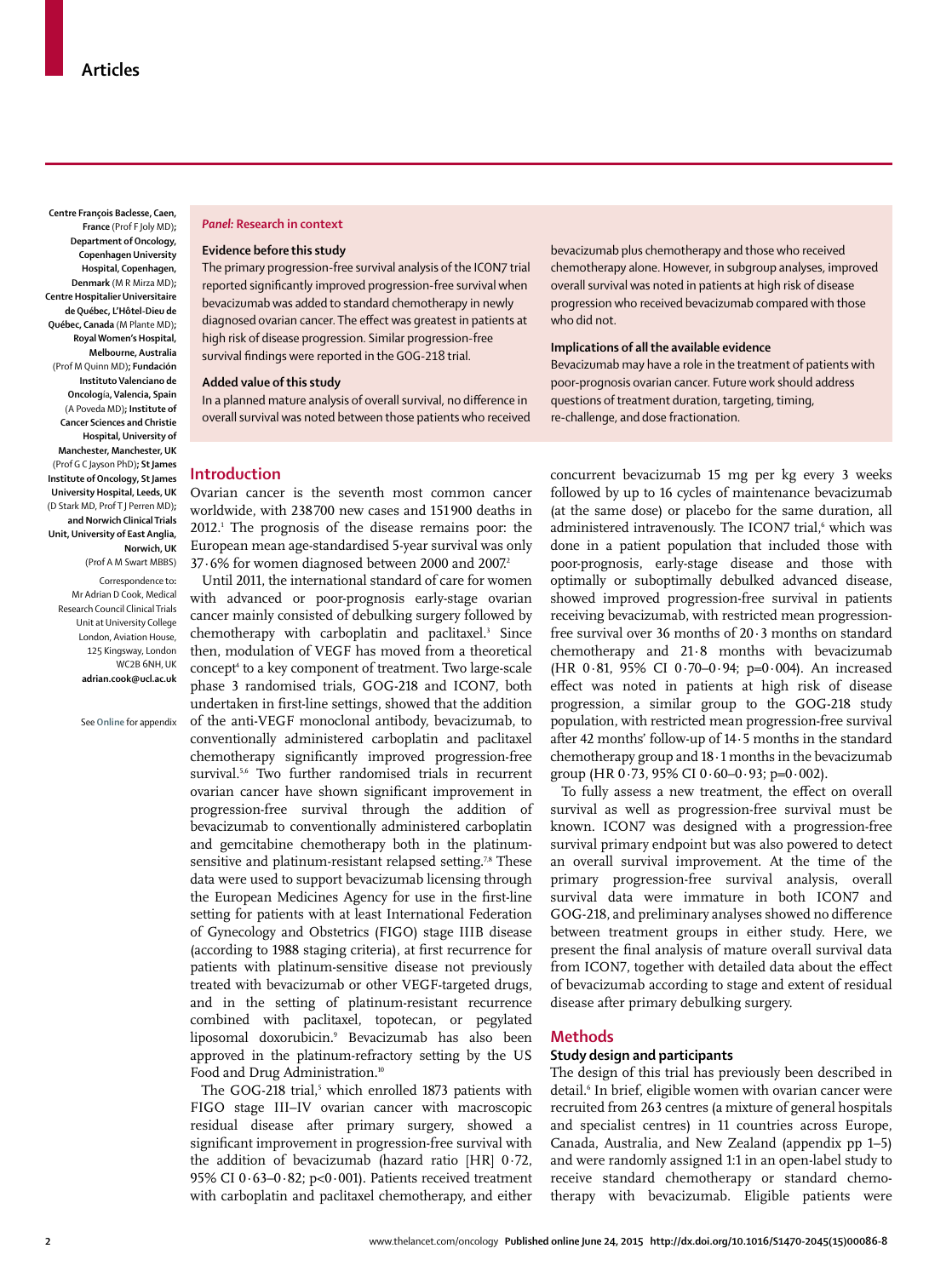Centre François Baclesse, Caen, France (Prof F Joly MD); Department of Oncology, Copenhagen University Hospital, Copenhagen, Denmark (M R Mirza MD); Centre Hospitalier Universitaire de Québec, L'Hôtel-Dieu de Québec, Canada (M Plante MD); Royal Women's Hospital, Melbourne, Australia (Prof M Quinn MD); Fundación Instituto Valenciano de Oncología, Valencia, Spain (A Poveda MD); Institute of Cancer Sciences and Christie Hospital, University of Manchester, Manchester, UK (Prof G C Jayson PhD); St James Institute of Oncology, St James University Hospital, Leeds, UK (D Stark MD, Prof T J Perren MD); and Norwich Clinical Trials Unit, University of East Anglia, Norwich, UK (Prof A M Swart MBBS)

Correspondence to: Mr Adrian D Cook, Medical Research Council Clinical Trials Unit at University College London, Aviation House, 125 Kingsway, London WC2B 6NH, UK **adrian.cook@ucl.ac.uk**

See **Online** for appendix

***Panel:* Research in context**

**Evidence before this study**

The primary progression-free survival analysis of the ICON7 trial reported significantly improved progression-free survival when bevacizumab was added to standard chemotherapy in newly diagnosed ovarian cancer. The effect was greatest in patients at high risk of disease progression. Similar progression-free survival findings were reported in the GOG-218 trial.

**Added value of this study**

In a planned mature analysis of overall survival, no difference in overall survival was noted between those patients who received bevacizumab plus chemotherapy and those who received chemotherapy alone. However, in subgroup analyses, improved overall survival was noted in patients at high risk of disease progression who received bevacizumab compared with those who did not.

**Implications of all the available evidence**

Bevacizumab may have a role in the treatment of patients with poor-prognosis ovarian cancer. Future work should address questions of treatment duration, targeting, timing, re-challenge, and dose fractionation.

## Introduction

Ovarian cancer is the seventh most common cancer worldwide, with 238 700 new cases and 151 900 deaths in 2012.[1] The prognosis of the disease remains poor: the European mean age-standardised 5-year survival was only 37·6% for women diagnosed between 2000 and 2007.[2]

Until 2011, the international standard of care for women with advanced or poor-prognosis early-stage ovarian cancer mainly consisted of debulking surgery followed by chemotherapy with carboplatin and paclitaxel.[3] Since then, modulation of VEGF has moved from a theoretical concept[4] to a key component of treatment. Two large-scale phase 3 randomised trials, GOG-218 and ICON7, both undertaken in first-line settings, showed that the addition of the anti-VEGF monoclonal antibody, bevacizumab, to conventionally administered carboplatin and paclitaxel chemotherapy significantly improved progression-free survival.[5,6] Two further randomised trials in recurrent ovarian cancer have shown significant improvement in progression-free survival through the addition of bevacizumab to conventionally administered carboplatin and gemcitabine chemotherapy both in the platinum-sensitive and platinum-resistant relapsed setting.[7,8] These data were used to support bevacizumab licensing through the European Medicines Agency for use in the first-line setting for patients with at least International Federation of Gynecology and Obstetrics (FIGO) stage IIIB disease (according to 1988 staging criteria), at first recurrence for patients with platinum-sensitive disease not previously treated with bevacizumab or other VEGF-targeted drugs, and in the setting of platinum-resistant recurrence combined with paclitaxel, topotecan, or pegylated liposomal doxorubicin.[9] Bevacizumab has also been approved in the platinum-refractory setting by the US Food and Drug Administration.[10]

The GOG-218 trial,[5] which enrolled 1873 patients with FIGO stage III–IV ovarian cancer with macroscopic residual disease after primary surgery, showed a significant improvement in progression-free survival with the addition of bevacizumab (hazard ratio [HR] 0·72, 95% CI 0·63–0·82; p<0·001). Patients received treatment with carboplatin and paclitaxel chemotherapy, and either concurrent bevacizumab 15 mg per kg every 3 weeks followed by up to 16 cycles of maintenance bevacizumab (at the same dose) or placebo for the same duration, all administered intravenously. The ICON7 trial,[6] which was done in a patient population that included those with poor-prognosis, early-stage disease and those with optimally or suboptimally debulked advanced disease, showed improved progression-free survival in patients receiving bevacizumab, with restricted mean progression-free survival over 36 months of 20·3 months on standard chemotherapy and 21·8 months with bevacizumab (HR 0·81, 95% CI 0·70–0·94; p=0·004). An increased effect was noted in patients at high risk of disease progression, a similar group to the GOG-218 study population, with restricted mean progression-free survival after 42 months' follow-up of 14·5 months in the standard chemotherapy group and 18·1 months in the bevacizumab group (HR 0·73, 95% CI 0·60–0·93; p=0·002).

To fully assess a new treatment, the effect on overall survival as well as progression-free survival must be known. ICON7 was designed with a progression-free survival primary endpoint but was also powered to detect an overall survival improvement. At the time of the primary progression-free survival analysis, overall survival data were immature in both ICON7 and GOG-218, and preliminary analyses showed no difference between treatment groups in either study. Here, we present the final analysis of mature overall survival data from ICON7, together with detailed data about the effect of bevacizumab according to stage and extent of residual disease after primary debulking surgery.

## Methods

### Study design and participants

The design of this trial has previously been described in detail.[6] In brief, eligible women with ovarian cancer were recruited from 263 centres (a mixture of general hospitals and specialist centres) in 11 countries across Europe, Canada, Australia, and New Zealand (appendix pp 1–5) and were randomly assigned 1:1 in an open-label study to receive standard chemotherapy or standard chemotherapy with bevacizumab. Eligible patients were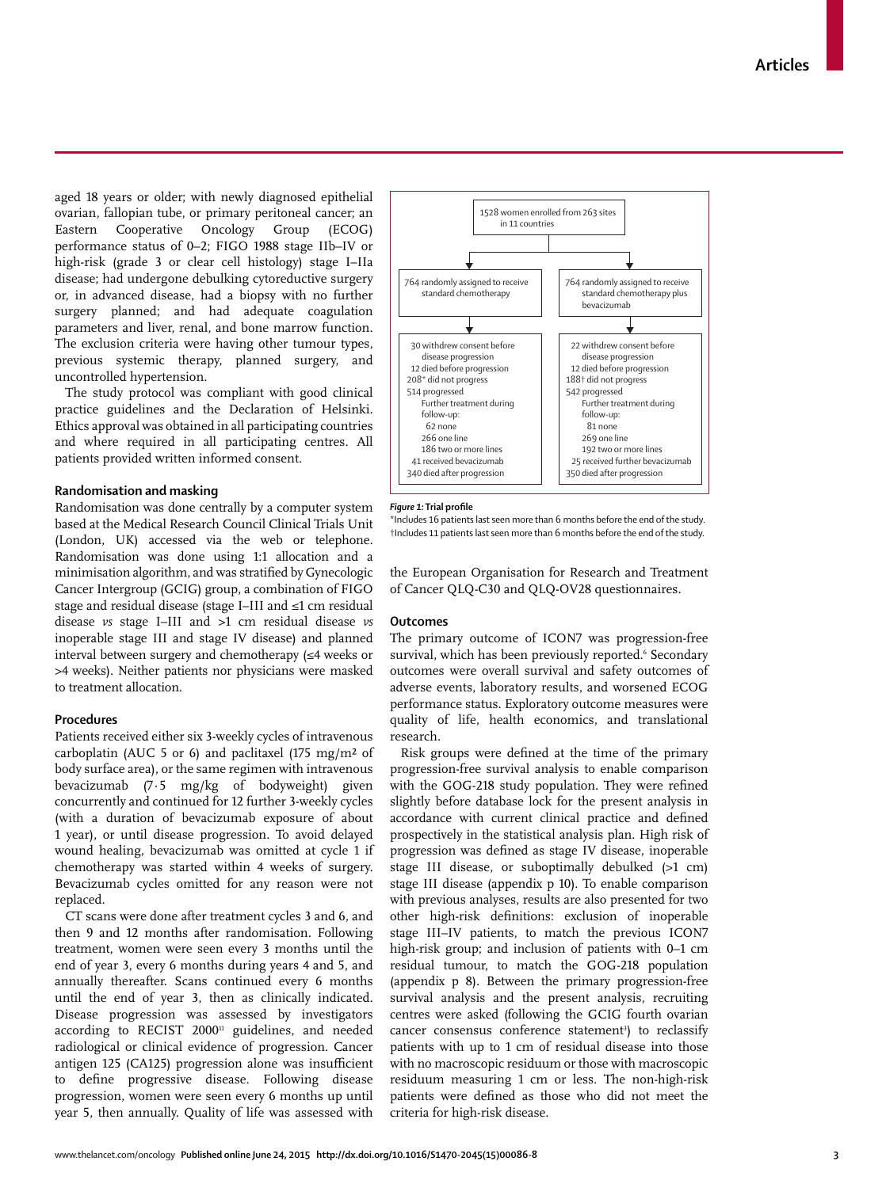aged 18 years or older; with newly diagnosed epithelial ovarian, fallopian tube, or primary peritoneal cancer; an Eastern Cooperative Oncology Group (ECOG) performance status of 0–2; FIGO 1988 stage IIb–IV or high-risk (grade 3 or clear cell histology) stage I–IIa disease; had undergone debulking cytoreductive surgery or, in advanced disease, had a biopsy with no further surgery planned; and had adequate coagulation parameters and liver, renal, and bone marrow function. The exclusion criteria were having other tumour types, previous systemic therapy, planned surgery, and uncontrolled hypertension.

The study protocol was compliant with good clinical practice guidelines and the Declaration of Helsinki. Ethics approval was obtained in all participating countries and where required in all participating centres. All patients provided written informed consent.

### Randomisation and masking

Randomisation was done centrally by a computer system based at the Medical Research Council Clinical Trials Unit (London, UK) accessed via the web or telephone. Randomisation was done using 1:1 allocation and a minimisation algorithm, and was stratified by Gynecologic Cancer Intergroup (GCIG) group, a combination of FIGO stage and residual disease (stage I–III and ≤1 cm residual disease *vs* stage I–III and >1 cm residual disease *vs* inoperable stage III and stage IV disease) and planned interval between surgery and chemotherapy (≤4 weeks or >4 weeks). Neither patients nor physicians were masked to treatment allocation.

### Procedures

Patients received either six 3-weekly cycles of intravenous carboplatin (AUC 5 or 6) and paclitaxel (175 mg/m² of body surface area), or the same regimen with intravenous bevacizumab (7·5 mg/kg of bodyweight) given concurrently and continued for 12 further 3-weekly cycles (with a duration of bevacizumab exposure of about 1 year), or until disease progression. To avoid delayed wound healing, bevacizumab was omitted at cycle 1 if chemotherapy was started within 4 weeks of surgery. Bevacizumab cycles omitted for any reason were not replaced.

CT scans were done after treatment cycles 3 and 6, and then 9 and 12 months after randomisation. Following treatment, women were seen every 3 months until the end of year 3, every 6 months during years 4 and 5, and annually thereafter. Scans continued every 6 months until the end of year 3, then as clinically indicated. Disease progression was assessed by investigators according to RECIST 2000[11] guidelines, and needed radiological or clinical evidence of progression. Cancer antigen 125 (CA125) progression alone was insufficient to define progressive disease. Following disease progression, women were seen every 6 months up until year 5, then annually. Quality of life was assessed with the European Organisation for Research and Treatment of Cancer QLQ-C30 and QLQ-OV28 questionnaires.

1528 women enrolled from 263 sites in 11 countries

| 764 randomly assigned to receive standard chemotherapy | 764 randomly assigned to receive standard chemotherapy plus bevacizumab |
|---|---|
| 30 withdrew consent before disease progression | 22 withdrew consent before disease progression |
| 12 died before progression | 12 died before progression |
| 208* did not progress | 188† did not progress |
| 514 progressed | 542 progressed |
| Further treatment during follow-up: | Further treatment during follow-up: |
| 62 none | 81 none |
| 266 one line | 269 one line |
| 186 two or more lines | 192 two or more lines |
| 41 received bevacizumab | 25 received further bevacizumab |
| 340 died after progression | 350 died after progression |

*Figure 1:* **Trial profile**
*Includes 16 patients last seen more than 6 months before the end of the study. †Includes 11 patients last seen more than 6 months before the end of the study.

### Outcomes

The primary outcome of ICON7 was progression-free survival, which has been previously reported.[6] Secondary outcomes were overall survival and safety outcomes of adverse events, laboratory results, and worsened ECOG performance status. Exploratory outcome measures were quality of life, health economics, and translational research.

Risk groups were defined at the time of the primary progression-free survival analysis to enable comparison with the GOG-218 study population. They were refined slightly before database lock for the present analysis in accordance with current clinical practice and defined prospectively in the statistical analysis plan. High risk of progression was defined as stage IV disease, inoperable stage III disease, or suboptimally debulked (>1 cm) stage III disease (appendix p 10). To enable comparison with previous analyses, results are also presented for two other high-risk definitions: exclusion of inoperable stage III–IV patients, to match the previous ICON7 high-risk group; and inclusion of patients with 0–1 cm residual tumour, to match the GOG-218 population (appendix p 8). Between the primary progression-free survival analysis and the present analysis, recruiting centres were asked (following the GCIG fourth ovarian cancer consensus conference statement[3]) to reclassify patients with up to 1 cm of residual disease into those with no macroscopic residuum or those with macroscopic residuum measuring 1 cm or less. The non-high-risk patients were defined as those who did not meet the criteria for high-risk disease.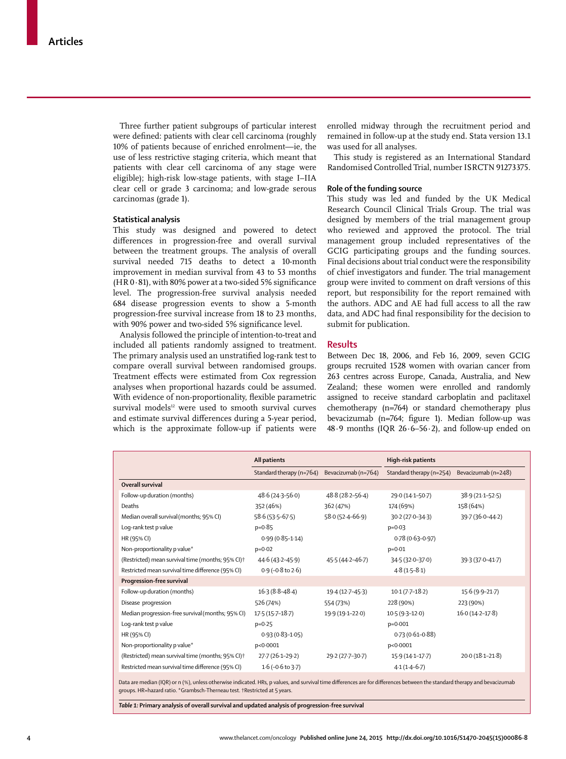Three further patient subgroups of particular interest were defined: patients with clear cell carcinoma (roughly 10% of patients because of enriched enrolment—ie, the use of less restrictive staging criteria, which meant that patients with clear cell carcinoma of any stage were eligible); high-risk low-stage patients, with stage I–IIA clear cell or grade 3 carcinoma; and low-grade serous carcinomas (grade 1).

### Statistical analysis

This study was designed and powered to detect differences in progression-free and overall survival between the treatment groups. The analysis of overall survival needed 715 deaths to detect a 10-month improvement in median survival from 43 to 53 months (HR 0·81), with 80% power at a two-sided 5% significance level. The progression-free survival analysis needed 684 disease progression events to show a 5-month progression-free survival increase from 18 to 23 months, with 90% power and two-sided 5% significance level.

Analysis followed the principle of intention-to-treat and included all patients randomly assigned to treatment. The primary analysis used an unstratified log-rank test to compare overall survival between randomised groups. Treatment effects were estimated from Cox regression analyses when proportional hazards could be assumed. With evidence of non-proportionality, flexible parametric survival models[12] were used to smooth survival curves and estimate survival differences during a 5-year period, which is the approximate follow-up if patients were enrolled midway through the recruitment period and remained in follow-up at the study end. Stata version 13.1 was used for all analyses.

This study is registered as an International Standard Randomised Controlled Trial, number ISRCTN 91273375.

### Role of the funding source

This study was led and funded by the UK Medical Research Council Clinical Trials Group. The trial was designed by members of the trial management group who reviewed and approved the protocol. The trial management group included representatives of the GCIG participating groups and the funding sources. Final decisions about trial conduct were the responsibility of chief investigators and funder. The trial management group were invited to comment on draft versions of this report, but responsibility for the report remained with the authors. ADC and AE had full access to all the raw data, and ADC had final responsibility for the decision to submit for publication.

## Results

Between Dec 18, 2006, and Feb 16, 2009, seven GCIG groups recruited 1528 women with ovarian cancer from 263 centres across Europe, Canada, Australia, and New Zealand; these women were enrolled and randomly assigned to receive standard carboplatin and paclitaxel chemotherapy (n=764) or standard chemotherapy plus bevacizumab (n=764; figure 1). Median follow-up was 48·9 months (IQR 26·6–56·2), and follow-up ended on

| | All patients | | High-risk patients | |
|---|---|---|---|---|
| | Standard therapy (n=764) | Bevacizumab (n=764) | Standard therapy (n=254) | Bevacizumab (n=248) |
| **Overall survival** | | | | |
| Follow-up duration (months) | 48·6 (24·3–56·0) | 48·8 (28·2–56·4) | 29·0 (14·1–50·7) | 38·9 (21·1–52·5) |
| Deaths | 352 (46%) | 362 (47%) | 174 (69%) | 158 (64%) |
| Median overall survival (months; 95% CI) | 58·6 (53·5–67·5) | 58·0 (52·4–66·9) | 30·2 (27·0–34·3) | 39·7 (36·0–44·2) |
| Log-rank test p value | p=0·85 | | p=0·03 | |
| HR (95% CI) | 0·99 (0·85–1·14) | | 0·78 (0·63–0·97) | |
| Non-proportionality p value* | p=0·02 | | p=0·01 | |
| (Restricted) mean survival time (months; 95% CI)† | 44·6 (43·2–45·9) | 45·5 (44·2–46·7) | 34·5 (32·0–37·0) | 39·3 (37·0–41·7) |
| Restricted mean survival time difference (95% CI) | 0·9 (–0·8 to 2·6) | | 4·8 (1·5–8·1) | |
| **Progression-free survival** | | | | |
| Follow-up duration (months) | 16·3 (8·8–48·4) | 19·4 (12·7–45·3) | 10·1 (7·7–18·2) | 15·6 (9·9–21·7) |
| Disease progression | 526 (74%) | 554 (73%) | 228 (90%) | 223 (90%) |
| Median progression-free survival (months; 95% CI) | 17·5 (15·7–18·7) | 19·9 (19·1–22·0) | 10·5 (9·3–12·0) | 16·0 (14·2–17·8) |
| Log-rank test p value | p=0·25 | | p=0·001 | |
| HR (95% CI) | 0·93 (0·83–1·05) | | 0·73 (0·61–0·88) | |
| Non-proportionality p value* | p<0·0001 | | p<0·0001 | |
| (Restricted) mean survival time (months; 95% CI)† | 27·7 (26·1–29·2) | 29·2 (27·7–30·7) | 15·9 (14·1–17·7) | 20·0 (18·1–21·8) |
| Restricted mean survival time difference (95% CI) | 1·6 (–0·6 to 3·7) | | 4·1 (1·4–6·7) | |

Data are median (IQR) or n (%), unless otherwise indicated. HRs, p values, and survival time differences are for differences between the standard therapy and bevacizumab groups. HR=hazard ratio. *Grambsch-Therneau test. †Restricted at 5 years.

***Table 1:*** **Primary analysis of overall survival and updated analysis of progression-free survival**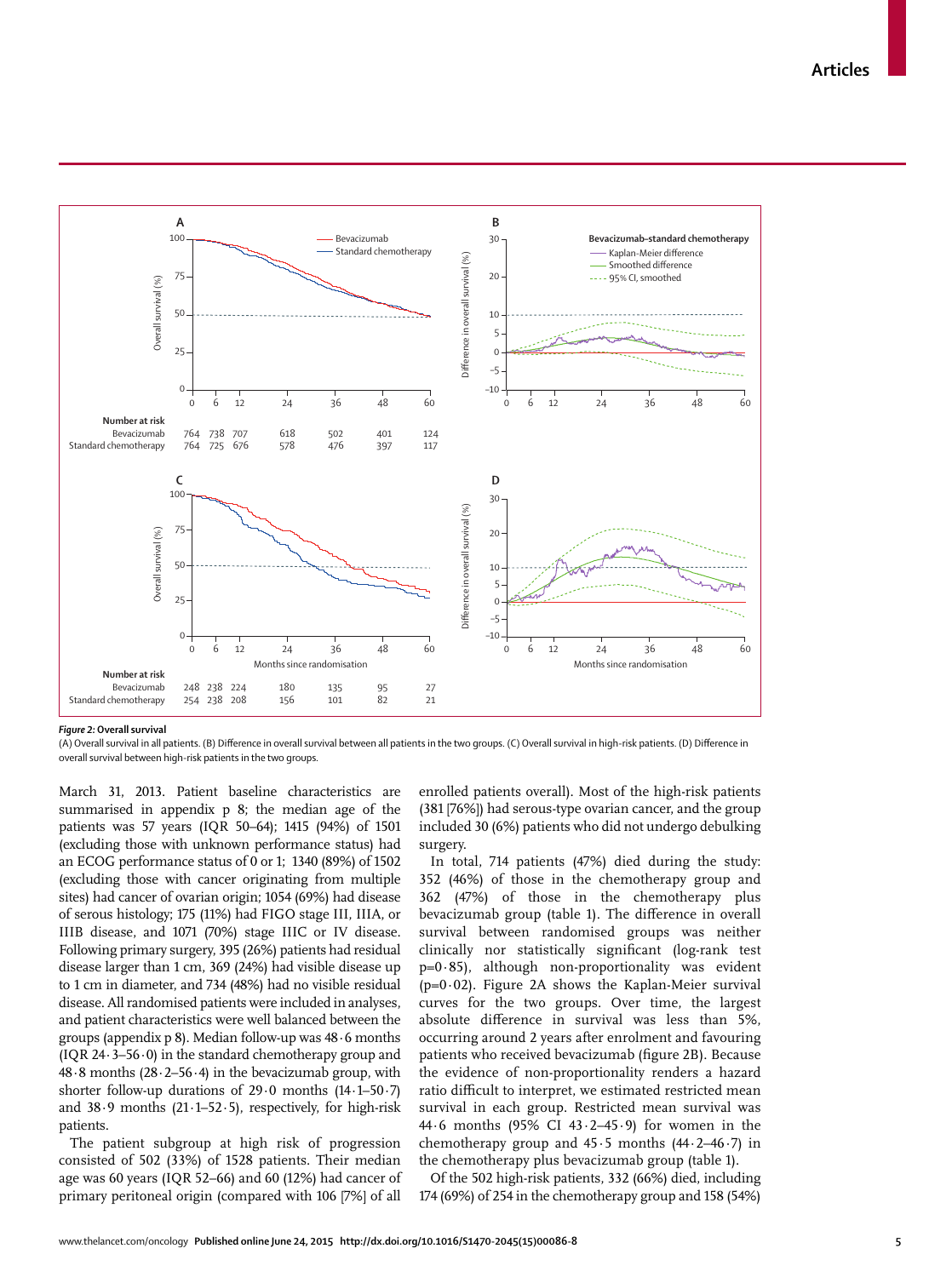**Figure 2: Overall survival**

(A) Overall survival in all patients. (B) Difference in overall survival between all patients in the two groups. (C) Overall survival in high-risk patients. (D) Difference in overall survival between high-risk patients in the two groups.

March 31, 2013. Patient baseline characteristics are summarised in appendix p 8; the median age of the patients was 57 years (IQR 50–64); 1415 (94%) of 1501 (excluding those with unknown performance status) had an ECOG performance status of 0 or 1; 1340 (89%) of 1502 (excluding those with cancer originating from multiple sites) had cancer of ovarian origin; 1054 (69%) had disease of serous histology; 175 (11%) had FIGO stage III, IIIA, or IIIB disease, and 1071 (70%) stage IIIC or IV disease. Following primary surgery, 395 (26%) patients had residual disease larger than 1 cm, 369 (24%) had visible disease up to 1 cm in diameter, and 734 (48%) had no visible residual disease. All randomised patients were included in analyses, and patient characteristics were well balanced between the groups (appendix p 8). Median follow-up was 48·6 months (IQR 24·3–56·0) in the standard chemotherapy group and 48·8 months (28·2–56·4) in the bevacizumab group, with shorter follow-up durations of 29·0 months (14·1–50·7) and 38·9 months (21·1–52·5), respectively, for high-risk patients.

The patient subgroup at high risk of progression consisted of 502 (33%) of 1528 patients. Their median age was 60 years (IQR 52–66) and 60 (12%) had cancer of primary peritoneal origin (compared with 106 [7%] of all enrolled patients overall). Most of the high-risk patients (381 [76%]) had serous-type ovarian cancer, and the group included 30 (6%) patients who did not undergo debulking surgery.

In total, 714 patients (47%) died during the study: 352 (46%) of those in the chemotherapy group and 362 (47%) of those in the chemotherapy plus bevacizumab group (table 1). The difference in overall survival between randomised groups was neither clinically nor statistically significant (log-rank test p=0·85), although non-proportionality was evident (p=0·02). Figure 2A shows the Kaplan-Meier survival curves for the two groups. Over time, the largest absolute difference in survival was less than 5%, occurring around 2 years after enrolment and favouring patients who received bevacizumab (figure 2B). Because the evidence of non-proportionality renders a hazard ratio difficult to interpret, we estimated restricted mean survival in each group. Restricted mean survival was 44·6 months (95% CI 43·2–45·9) for women in the chemotherapy group and 45·5 months (44·2–46·7) in the chemotherapy plus bevacizumab group (table 1).

Of the 502 high-risk patients, 332 (66%) died, including 174 (69%) of 254 in the chemotherapy group and 158 (54%)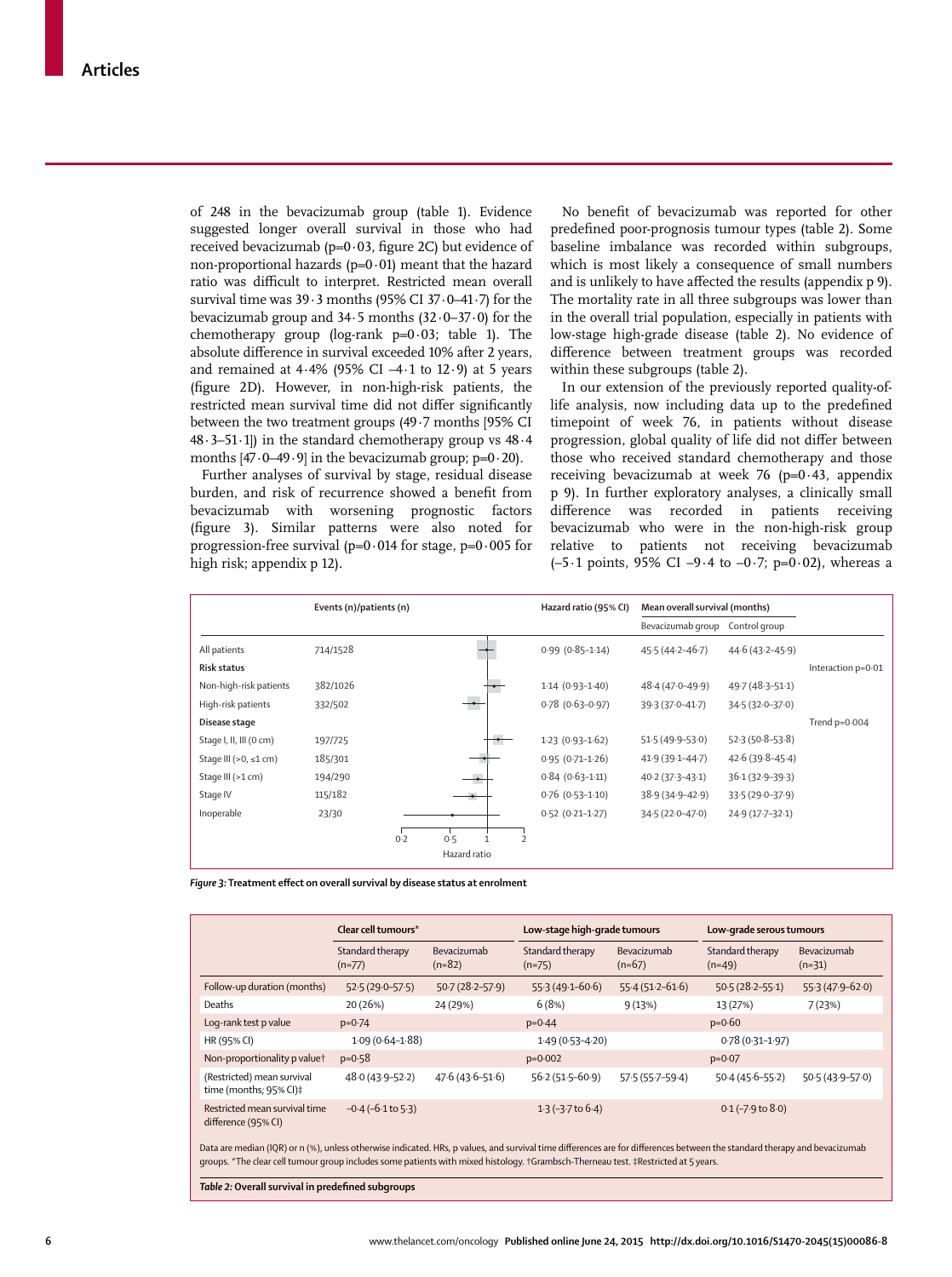of 248 in the bevacizumab group (table 1). Evidence suggested longer overall survival in those who had received bevacizumab (p=0·03, figure 2C) but evidence of non-proportional hazards (p=0·01) meant that the hazard ratio was difficult to interpret. Restricted mean overall survival time was 39·3 months (95% CI 37·0–41·7) for the bevacizumab group and 34·5 months (32·0–37·0) for the chemotherapy group (log-rank p=0·03; table 1). The absolute difference in survival exceeded 10% after 2 years, and remained at 4·4% (95% CI –4·1 to 12·9) at 5 years (figure 2D). However, in non-high-risk patients, the restricted mean survival time did not differ significantly between the two treatment groups (49·7 months [95% CI 48·3–51·1]) in the standard chemotherapy group vs 48·4 months [47·0–49·9] in the bevacizumab group; p=0·20).

Further analyses of survival by stage, residual disease burden, and risk of recurrence showed a benefit from bevacizumab with worsening prognostic factors (figure 3). Similar patterns were also noted for progression-free survival (p=0·014 for stage, p=0·005 for high risk; appendix p 12).

No benefit of bevacizumab was reported for other predefined poor-prognosis tumour types (table 2). Some baseline imbalance was recorded within subgroups, which is most likely a consequence of small numbers and is unlikely to have affected the results (appendix p 9). The mortality rate in all three subgroups was lower than in the overall trial population, especially in patients with low-stage high-grade disease (table 2). No evidence of difference between treatment groups was recorded within these subgroups (table 2).

In our extension of the previously reported quality-of-life analysis, now including data up to the predefined timepoint of week 76, in patients without disease progression, global quality of life did not differ between those who received standard chemotherapy and those receiving bevacizumab at week 76 (p=0·43, appendix p 9). In further exploratory analyses, a clinically small difference was recorded in patients receiving bevacizumab who were in the non-high-risk group relative to patients not receiving bevacizumab (–5·1 points, 95% CI –9·4 to –0·7; p=0·02), whereas a

| | Events (n)/patients (n) | Hazard ratio (95% CI) | Mean overall survival (months): Bevacizumab group | Mean overall survival (months): Control group | |
|---|---|---|---|---|---|
| All patients | 714/1528 | 0·99 (0·85–1·14) | 45·5 (44·2–46·7) | 44·6 (43·2–45·9) | |
| **Risk status** | | | | | Interaction p=0·01 |
| Non-high-risk patients | 382/1026 | 1·14 (0·93–1·40) | 48·4 (47·0–49·9) | 49·7 (48·3–51·1) | |
| High-risk patients | 332/502 | 0·78 (0·63–0·97) | 39·3 (37·0–41·7) | 34·5 (32·0–37·0) | |
| **Disease stage** | | | | | Trend p=0·004 |
| Stage I, II, III (0 cm) | 197/725 | 1·23 (0·93–1·62) | 51·5 (49·9–53·0) | 52·3 (50·8–53·8) | |
| Stage III (>0, ≤1 cm) | 185/301 | 0·95 (0·71–1·26) | 41·9 (39·1–44·7) | 42·6 (39·8–45·4) | |
| Stage III (>1 cm) | 194/290 | 0·84 (0·63–1·11) | 40·2 (37·3–43·1) | 36·1 (32·9–39·3) | |
| Stage IV | 115/182 | 0·76 (0·53–1·10) | 38·9 (34·9–42·9) | 33·5 (29·0–37·9) | |
| Inoperable | 23/30 | 0·52 (0·21–1·27) | 34·5 (22·0–47·0) | 24·9 (17·7–32·1) | |

*Figure 3:* **Treatment effect on overall survival by disease status at enrolment**

| | Clear cell tumours* | | Low-stage high-grade tumours | | Low-grade serous tumours | |
|---|---|---|---|---|---|---|
| | Standard therapy (n=77) | Bevacizumab (n=82) | Standard therapy (n=75) | Bevacizumab (n=67) | Standard therapy (n=49) | Bevacizumab (n=31) |
| Follow-up duration (months) | 52·5 (29·0–57·5) | 50·7 (28·2–57·9) | 55·3 (49·1–60·6) | 55·4 (51·2–61·6) | 50·5 (28·2–55·1) | 55·3 (47·9–62·0) |
| Deaths | 20 (26%) | 24 (29%) | 6 (8%) | 9 (13%) | 13 (27%) | 7 (23%) |
| Log-rank test p value | p=0·74 | | p=0·44 | | p=0·60 | |
| HR (95% CI) | 1·09 (0·64–1·88) | | 1·49 (0·53–4·20) | | 0·78 (0·31–1·97) | |
| Non-proportionality p value† | p=0·58 | | p=0·002 | | p=0·07 | |
| (Restricted) mean survival time (months; 95% CI)‡ | 48·0 (43·9–52·2) | 47·6 (43·6–51·6) | 56·2 (51·5–60·9) | 57·5 (55·7–59·4) | 50·4 (45·6–55·2) | 50·5 (43·9–57·0) |
| Restricted mean survival time difference (95% CI) | –0·4 (–6·1 to 5·3) | | 1·3 (–3·7 to 6·4) | | 0·1 (–7·9 to 8·0) | |

Data are median (IQR) or n (%), unless otherwise indicated. HRs, p values, and survival time differences are for differences between the standard therapy and bevacizumab groups. *The clear cell tumour group includes some patients with mixed histology. †Grambsch-Therneau test. ‡Restricted at 5 years.

*Table 2:* **Overall survival in predefined subgroups**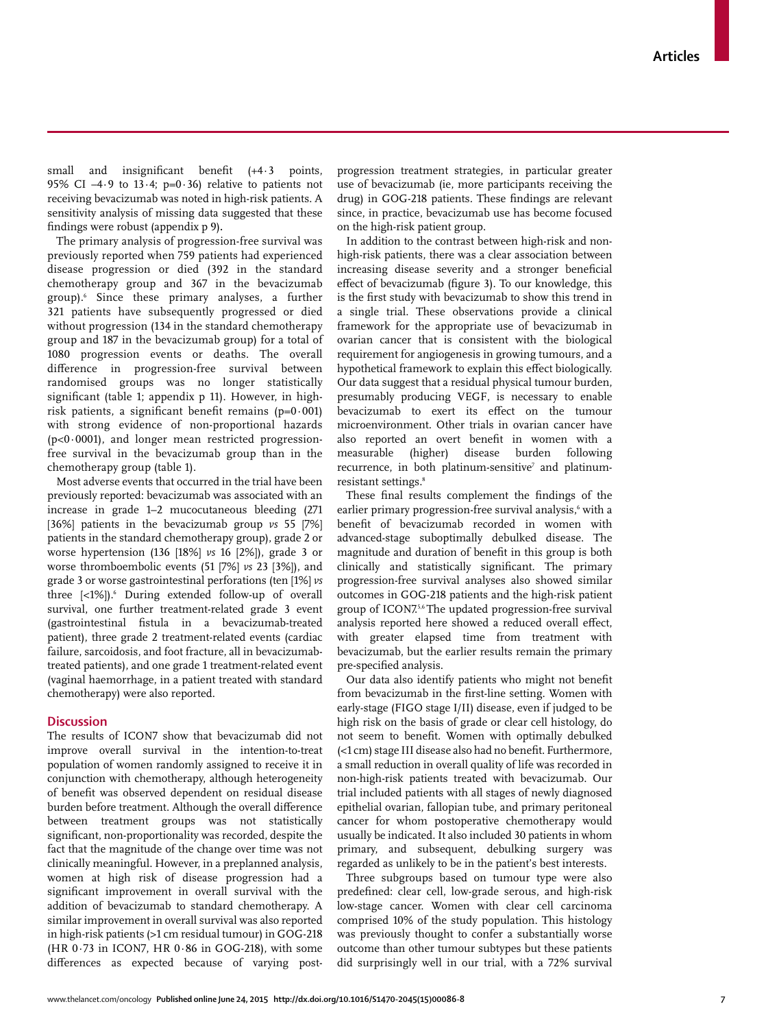small and insignificant benefit (+4·3 points, 95% CI –4·9 to 13·4; p=0·36) relative to patients not receiving bevacizumab was noted in high-risk patients. A sensitivity analysis of missing data suggested that these findings were robust (appendix p 9).

The primary analysis of progression-free survival was previously reported when 759 patients had experienced disease progression or died (392 in the standard chemotherapy group and 367 in the bevacizumab group).[6] Since these primary analyses, a further 321 patients have subsequently progressed or died without progression (134 in the standard chemotherapy group and 187 in the bevacizumab group) for a total of 1080 progression events or deaths. The overall difference in progression-free survival between randomised groups was no longer statistically significant (table 1; appendix p 11). However, in high-risk patients, a significant benefit remains (p=0·001) with strong evidence of non-proportional hazards (p<0·0001), and longer mean restricted progression-free survival in the bevacizumab group than in the chemotherapy group (table 1).

Most adverse events that occurred in the trial have been previously reported: bevacizumab was associated with an increase in grade 1–2 mucocutaneous bleeding (271 [36%] patients in the bevacizumab group *vs* 55 [7%] patients in the standard chemotherapy group), grade 2 or worse hypertension (136 [18%] *vs* 16 [2%]), grade 3 or worse thromboembolic events (51 [7%] *vs* 23 [3%]), and grade 3 or worse gastrointestinal perforations (ten [1%] *vs* three [<1%]).[6] During extended follow-up of overall survival, one further treatment-related grade 3 event (gastrointestinal fistula in a bevacizumab-treated patient), three grade 2 treatment-related events (cardiac failure, sarcoidosis, and foot fracture, all in bevacizumab-treated patients), and one grade 1 treatment-related event (vaginal haemorrhage, in a patient treated with standard chemotherapy) were also reported.

## Discussion

The results of ICON7 show that bevacizumab did not improve overall survival in the intention-to-treat population of women randomly assigned to receive it in conjunction with chemotherapy, although heterogeneity of benefit was observed dependent on residual disease burden before treatment. Although the overall difference between treatment groups was not statistically significant, non-proportionality was recorded, despite the fact that the magnitude of the change over time was not clinically meaningful. However, in a preplanned analysis, women at high risk of disease progression had a significant improvement in overall survival with the addition of bevacizumab to standard chemotherapy. A similar improvement in overall survival was also reported in high-risk patients (>1 cm residual tumour) in GOG-218 (HR 0·73 in ICON7, HR 0·86 in GOG-218), with some differences as expected because of varying post-progression treatment strategies, in particular greater use of bevacizumab (ie, more participants receiving the drug) in GOG-218 patients. These findings are relevant since, in practice, bevacizumab use has become focused on the high-risk patient group.

In addition to the contrast between high-risk and non-high-risk patients, there was a clear association between increasing disease severity and a stronger beneficial effect of bevacizumab (figure 3). To our knowledge, this is the first study with bevacizumab to show this trend in a single trial. These observations provide a clinical framework for the appropriate use of bevacizumab in ovarian cancer that is consistent with the biological requirement for angiogenesis in growing tumours, and a hypothetical framework to explain this effect biologically. Our data suggest that a residual physical tumour burden, presumably producing VEGF, is necessary to enable bevacizumab to exert its effect on the tumour microenvironment. Other trials in ovarian cancer have also reported an overt benefit in women with a measurable (higher) disease burden following recurrence, in both platinum-sensitive[7] and platinum-resistant settings.[8]

These final results complement the findings of the earlier primary progression-free survival analysis,[6] with a benefit of bevacizumab recorded in women with advanced-stage suboptimally debulked disease. The magnitude and duration of benefit in this group is both clinically and statistically significant. The primary progression-free survival analyses also showed similar outcomes in GOG-218 patients and the high-risk patient group of ICON7.[5,6] The updated progression-free survival analysis reported here showed a reduced overall effect, with greater elapsed time from treatment with bevacizumab, but the earlier results remain the primary pre-specified analysis.

Our data also identify patients who might not benefit from bevacizumab in the first-line setting. Women with early-stage (FIGO stage I/II) disease, even if judged to be high risk on the basis of grade or clear cell histology, do not seem to benefit. Women with optimally debulked (<1 cm) stage III disease also had no benefit. Furthermore, a small reduction in overall quality of life was recorded in non-high-risk patients treated with bevacizumab. Our trial included patients with all stages of newly diagnosed epithelial ovarian, fallopian tube, and primary peritoneal cancer for whom postoperative chemotherapy would usually be indicated. It also included 30 patients in whom primary, and subsequent, debulking surgery was regarded as unlikely to be in the patient's best interests.

Three subgroups based on tumour type were also predefined: clear cell, low-grade serous, and high-risk low-stage cancer. Women with clear cell carcinoma comprised 10% of the study population. This histology was previously thought to confer a substantially worse outcome than other tumour subtypes but these patients did surprisingly well in our trial, with a 72% survival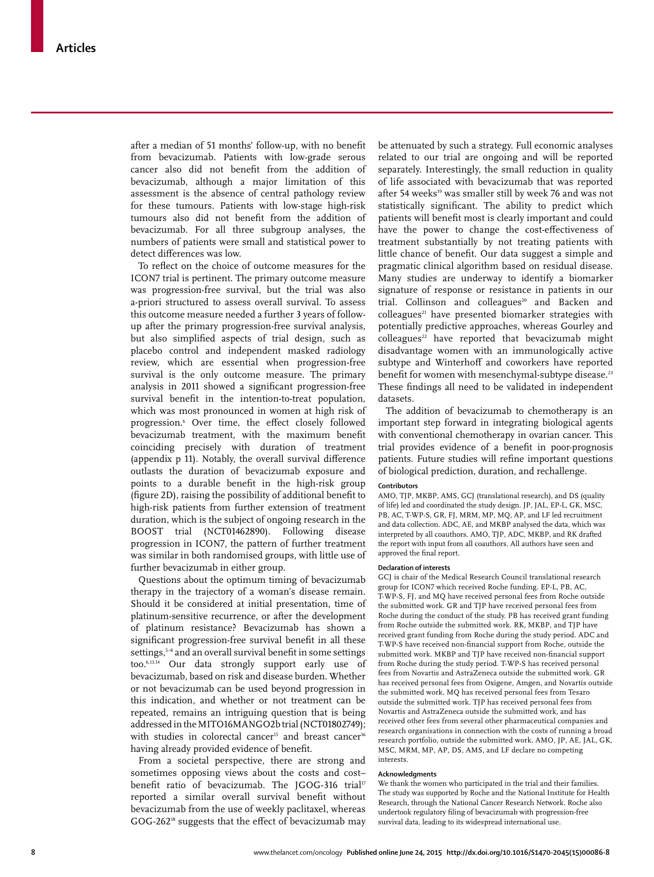after a median of 51 months' follow-up, with no benefit from bevacizumab. Patients with low-grade serous cancer also did not benefit from the addition of bevacizumab, although a major limitation of this assessment is the absence of central pathology review for these tumours. Patients with low-stage high-risk tumours also did not benefit from the addition of bevacizumab. For all three subgroup analyses, the numbers of patients were small and statistical power to detect differences was low.

To reflect on the choice of outcome measures for the ICON7 trial is pertinent. The primary outcome measure was progression-free survival, but the trial was also a-priori structured to assess overall survival. To assess this outcome measure needed a further 3 years of follow-up after the primary progression-free survival analysis, but also simplified aspects of trial design, such as placebo control and independent masked radiology review, which are essential when progression-free survival is the only outcome measure. The primary analysis in 2011 showed a significant progression-free survival benefit in the intention-to-treat population, which was most pronounced in women at high risk of progression.[6] Over time, the effect closely followed bevacizumab treatment, with the maximum benefit coinciding precisely with duration of treatment (appendix p 11). Notably, the overall survival difference outlasts the duration of bevacizumab exposure and points to a durable benefit in the high-risk group (figure 2D), raising the possibility of additional benefit to high-risk patients from further extension of treatment duration, which is the subject of ongoing research in the BOOST trial (NCT01462890). Following disease progression in ICON7, the pattern of further treatment was similar in both randomised groups, with little use of further bevacizumab in either group.

Questions about the optimum timing of bevacizumab therapy in the trajectory of a woman's disease remain. Should it be considered at initial presentation, time of platinum-sensitive recurrence, or after the development of platinum resistance? Bevacizumab has shown a significant progression-free survival benefit in all these settings,[5–8] and an overall survival benefit in some settings too.[6,13,14] Our data strongly support early use of bevacizumab, based on risk and disease burden. Whether or not bevacizumab can be used beyond progression in this indication, and whether or not treatment can be repeated, remains an intriguing question that is being addressed in the MITO16MANGO2b trial (NCT01802749); with studies in colorectal cancer[15] and breast cancer[16] having already provided evidence of benefit.

From a societal perspective, there are strong and sometimes opposing views about the costs and cost–benefit ratio of bevacizumab. The JGOG-316 trial[17] reported a similar overall survival benefit without bevacizumab from the use of weekly paclitaxel, whereas GOG-262[18] suggests that the effect of bevacizumab may be attenuated by such a strategy. Full economic analyses related to our trial are ongoing and will be reported separately. Interestingly, the small reduction in quality of life associated with bevacizumab that was reported after 54 weeks[19] was smaller still by week 76 and was not statistically significant. The ability to predict which patients will benefit most is clearly important and could have the power to change the cost-effectiveness of treatment substantially by not treating patients with little chance of benefit. Our data suggest a simple and pragmatic clinical algorithm based on residual disease. Many studies are underway to identify a biomarker signature of response or resistance in patients in our trial. Collinson and colleagues[20] and Backen and colleagues[21] have presented biomarker strategies with potentially predictive approaches, whereas Gourley and colleagues[22] have reported that bevacizumab might disadvantage women with an immunologically active subtype and Winterhoff and coworkers have reported benefit for women with mesenchymal-subtype disease.[23] These findings all need to be validated in independent datasets.

The addition of bevacizumab to chemotherapy is an important step forward in integrating biological agents with conventional chemotherapy in ovarian cancer. This trial provides evidence of a benefit in poor-prognosis patients. Future studies will refine important questions of biological prediction, duration, and rechallenge.

### Contributors

AMO, TJP, MKBP, AMS, GCJ (translational research), and DS (quality of life) led and coordinated the study design. JP, JAL, EP-L, GK, MSC, PB, AC, T-WP-S, GR, FJ, MRM, MP, MQ, AP, and LF led recruitment and data collection. ADC, AE, and MKBP analysed the data, which was interpreted by all coauthors. AMO, TJP, ADC, MKBP, and RK drafted the report with input from all coauthors. All authors have seen and approved the final report.

### Declaration of interests

GCJ is chair of the Medical Research Council translational research group for ICON7 which received Roche funding. EP-L, PB, AC, T-WP-S, FJ, and MQ have received personal fees from Roche outside the submitted work. GR and TJP have received personal fees from Roche during the conduct of the study. PB has received grant funding from Roche outside the submitted work. RK, MKBP, and TJP have received grant funding from Roche during the study period. ADC and T-WP-S have received non-financial support from Roche, outside the submitted work. MKBP and TJP have received non-financial support from Roche during the study period. T-WP-S has received personal fees from Novartis and AstraZeneca outside the submitted work. GR has received personal fees from Oxigene, Amgen, and Novartis outside the submitted work. MQ has received personal fees from Tesaro outside the submitted work. TJP has received personal fees from Novartis and AstraZeneca outside the submitted work, and has received other fees from several other pharmaceutical companies and research organisations in connection with the costs of running a broad research portfolio, outside the submitted work. AMO, JP, AE, JAL, GK, MSC, MRM, MP, AP, DS, AMS, and LF declare no competing interests.

### Acknowledgments

We thank the women who participated in the trial and their families. The study was supported by Roche and the National Institute for Health Research, through the National Cancer Research Network. Roche also undertook regulatory filing of bevacizumab with progression-free survival data, leading to its widespread international use.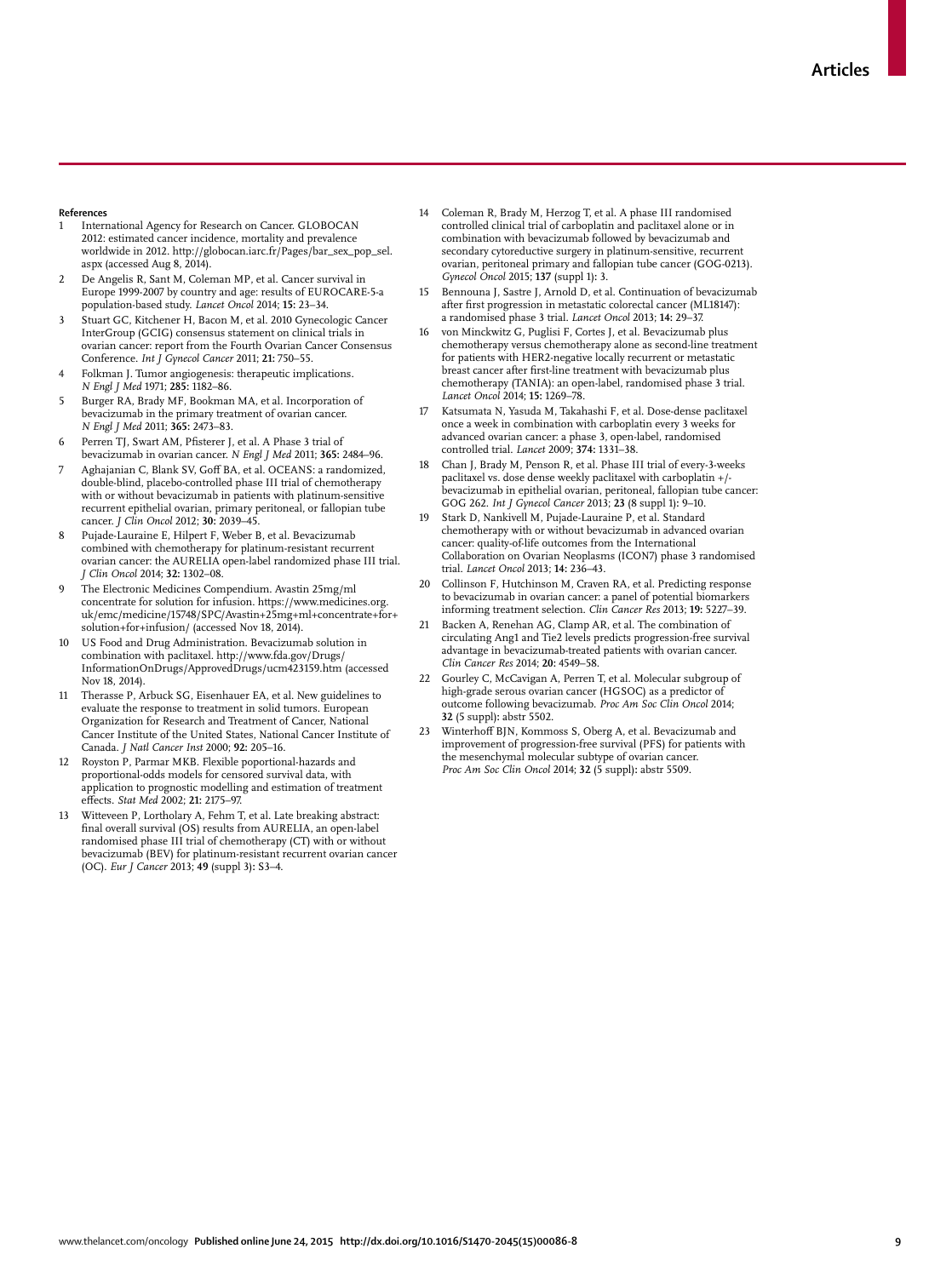### References

1. International Agency for Research on Cancer. GLOBOCAN 2012: estimated cancer incidence, mortality and prevalence worldwide in 2012. http://globocan.iarc.fr/Pages/bar_sex_pop_sel.aspx (accessed Aug 8, 2014).
2. De Angelis R, Sant M, Coleman MP, et al. Cancer survival in Europe 1999-2007 by country and age: results of EUROCARE-5-a population-based study. *Lancet Oncol* 2014; **15:** 23–34.
3. Stuart GC, Kitchener H, Bacon M, et al. 2010 Gynecologic Cancer InterGroup (GCIG) consensus statement on clinical trials in ovarian cancer: report from the Fourth Ovarian Cancer Consensus Conference. *Int J Gynecol Cancer* 2011; **21:** 750–55.
4. Folkman J. Tumor angiogenesis: therapeutic implications. *N Engl J Med* 1971; **285:** 1182–86.
5. Burger RA, Brady MF, Bookman MA, et al. Incorporation of bevacizumab in the primary treatment of ovarian cancer. *N Engl J Med* 2011; **365:** 2473–83.
6. Perren TJ, Swart AM, Pfisterer J, et al. A Phase 3 trial of bevacizumab in ovarian cancer. *N Engl J Med* 2011; **365:** 2484–96.
7. Aghajanian C, Blank SV, Goff BA, et al. OCEANS: a randomized, double-blind, placebo-controlled phase III trial of chemotherapy with or without bevacizumab in patients with platinum-sensitive recurrent epithelial ovarian, primary peritoneal, or fallopian tube cancer. *J Clin Oncol* 2012; **30:** 2039–45.
8. Pujade-Lauraine E, Hilpert F, Weber B, et al. Bevacizumab combined with chemotherapy for platinum-resistant recurrent ovarian cancer: the AURELIA open-label randomized phase III trial. *J Clin Oncol* 2014; **32:** 1302–08.
9. The Electronic Medicines Compendium. Avastin 25mg/ml concentrate for solution for infusion. https://www.medicines.org.uk/emc/medicine/15748/SPC/Avastin+25mg+ml+concentrate+for+solution+for+infusion/ (accessed Nov 18, 2014).
10. US Food and Drug Administration. Bevacizumab solution in combination with paclitaxel. http://www.fda.gov/Drugs/InformationOnDrugs/ApprovedDrugs/ucm423159.htm (accessed Nov 18, 2014).
11. Therasse P, Arbuck SG, Eisenhauer EA, et al. New guidelines to evaluate the response to treatment in solid tumors. European Organization for Research and Treatment of Cancer, National Cancer Institute of the United States, National Cancer Institute of Canada. *J Natl Cancer Inst* 2000; **92:** 205–16.
12. Royston P, Parmar MKB. Flexible poportional-hazards and proportional-odds models for censored survival data, with application to prognostic modelling and estimation of treatment effects. *Stat Med* 2002; **21:** 2175–97.
13. Witteveen P, Lortholary A, Fehm T, et al. Late breaking abstract: final overall survival (OS) results from AURELIA, an open-label randomised phase III trial of chemotherapy (CT) with or without bevacizumab (BEV) for platinum-resistant recurrent ovarian cancer (OC). *Eur J Cancer* 2013; **49** (suppl 3)**:** S3–4.
14. Coleman R, Brady M, Herzog T, et al. A phase III randomised controlled clinical trial of carboplatin and paclitaxel alone or in combination with bevacizumab followed by bevacizumab and secondary cytoreductive surgery in platinum-sensitive, recurrent ovarian, peritoneal primary and fallopian tube cancer (GOG-0213). *Gynecol Oncol* 2015; **137** (suppl 1)**:** 3.
15. Bennouna J, Sastre J, Arnold D, et al. Continuation of bevacizumab after first progression in metastatic colorectal cancer (ML18147): a randomised phase 3 trial. *Lancet Oncol* 2013; **14:** 29–37.
16. von Minckwitz G, Puglisi F, Cortes J, et al. Bevacizumab plus chemotherapy versus chemotherapy alone as second-line treatment for patients with HER2-negative locally recurrent or metastatic breast cancer after first-line treatment with bevacizumab plus chemotherapy (TANIA): an open-label, randomised phase 3 trial. *Lancet Oncol* 2014; **15:** 1269–78.
17. Katsumata N, Yasuda M, Takahashi F, et al. Dose-dense paclitaxel once a week in combination with carboplatin every 3 weeks for advanced ovarian cancer: a phase 3, open-label, randomised controlled trial. *Lancet* 2009; **374:** 1331–38.
18. Chan J, Brady M, Penson R, et al. Phase III trial of every-3-weeks paclitaxel vs. dose dense weekly paclitaxel with carboplatin +/- bevacizumab in epithelial ovarian, peritoneal, fallopian tube cancer: GOG 262. *Int J Gynecol Cancer* 2013; **23** (8 suppl 1)**:** 9–10.
19. Stark D, Nankivell M, Pujade-Lauraine P, et al. Standard chemotherapy with or without bevacizumab in advanced ovarian cancer: quality-of-life outcomes from the International Collaboration on Ovarian Neoplasms (ICON7) phase 3 randomised trial. *Lancet Oncol* 2013; **14:** 236–43.
20. Collinson F, Hutchinson M, Craven RA, et al. Predicting response to bevacizumab in ovarian cancer: a panel of potential biomarkers informing treatment selection. *Clin Cancer Res* 2013; **19:** 5227–39.
21. Backen A, Renehan AG, Clamp AR, et al. The combination of circulating Ang1 and Tie2 levels predicts progression-free survival advantage in bevacizumab-treated patients with ovarian cancer. *Clin Cancer Res* 2014; **20:** 4549–58.
22. Gourley C, McCavigan A, Perren T, et al. Molecular subgroup of high-grade serous ovarian cancer (HGSOC) as a predictor of outcome following bevacizumab. *Proc Am Soc Clin Oncol* 2014; **32** (5 suppl)**:** abstr 5502.
23. Winterhoff BJN, Kommoss S, Oberg A, et al. Bevacizumab and improvement of progression-free survival (PFS) for patients with the mesenchymal molecular subtype of ovarian cancer. *Proc Am Soc Clin Oncol* 2014; **32** (5 suppl)**:** abstr 5509.